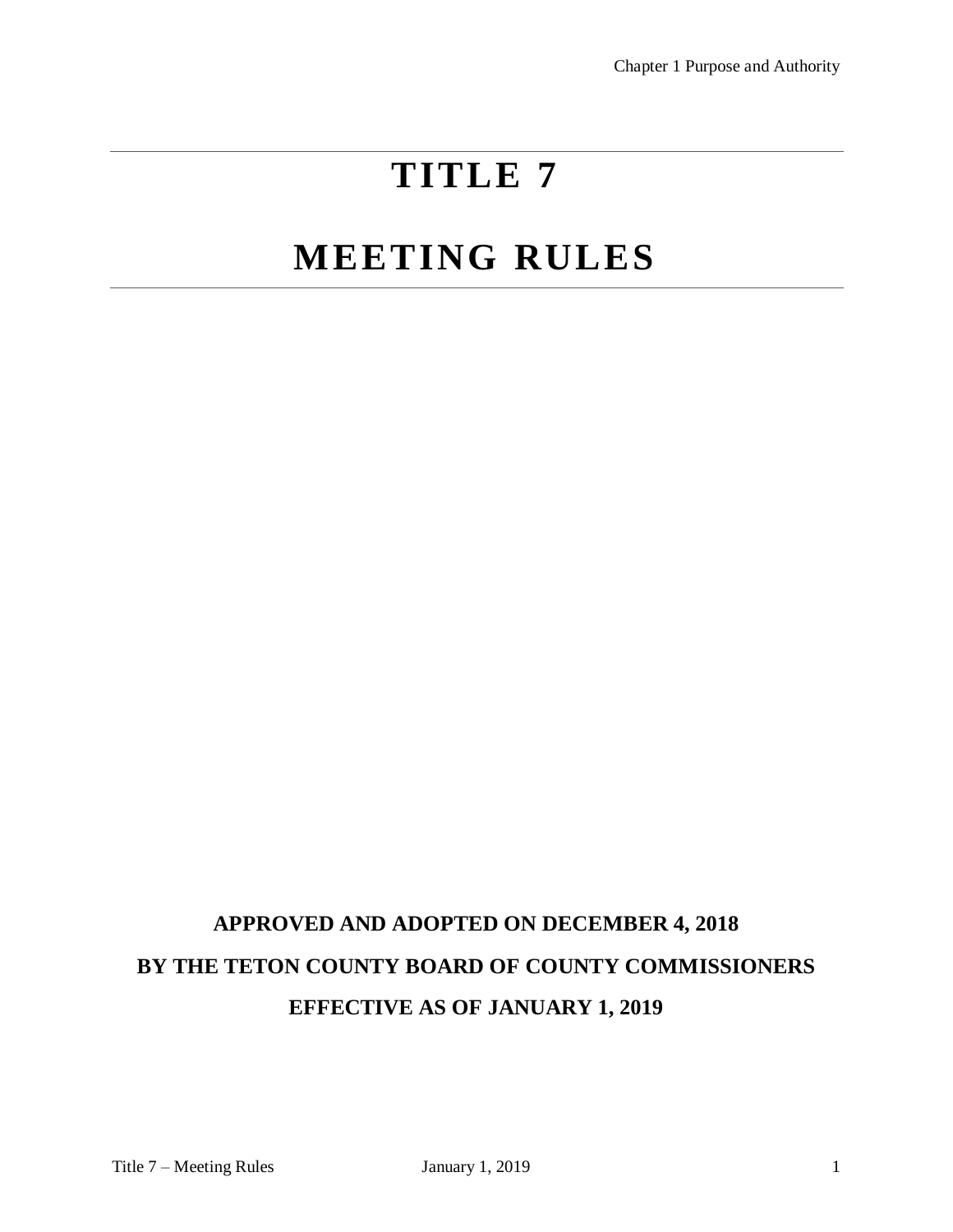# TITLE 7

# MEETING RULES

**APPROVED AND ADOPTED ON DECEMBER 4, 2018**

**BY THE TETON COUNTY BOARD OF COUNTY COMMISSIONERS**

**EFFECTIVE AS OF JANUARY 1, 2019**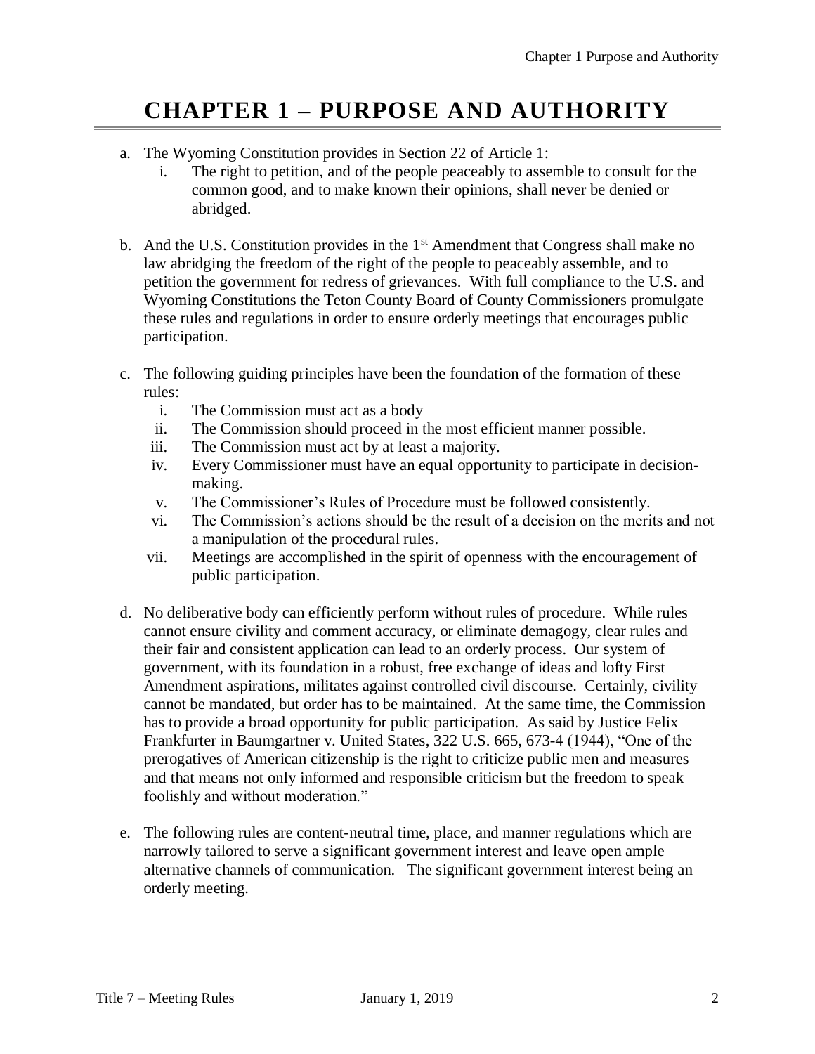# CHAPTER 1 – PURPOSE AND AUTHORITY

a. The Wyoming Constitution provides in Section 22 of Article 1:
   i. The right to petition, and of the people peaceably to assemble to consult for the common good, and to make known their opinions, shall never be denied or abridged.

b. And the U.S. Constitution provides in the 1st Amendment that Congress shall make no law abridging the freedom of the right of the people to peaceably assemble, and to petition the government for redress of grievances. With full compliance to the U.S. and Wyoming Constitutions the Teton County Board of County Commissioners promulgate these rules and regulations in order to ensure orderly meetings that encourages public participation.

c. The following guiding principles have been the foundation of the formation of these rules:
   i. The Commission must act as a body
   ii. The Commission should proceed in the most efficient manner possible.
   iii. The Commission must act by at least a majority.
   iv. Every Commissioner must have an equal opportunity to participate in decision-making.
   v. The Commissioner's Rules of Procedure must be followed consistently.
   vi. The Commission's actions should be the result of a decision on the merits and not a manipulation of the procedural rules.
   vii. Meetings are accomplished in the spirit of openness with the encouragement of public participation.

d. No deliberative body can efficiently perform without rules of procedure. While rules cannot ensure civility and comment accuracy, or eliminate demagogy, clear rules and their fair and consistent application can lead to an orderly process. Our system of government, with its foundation in a robust, free exchange of ideas and lofty First Amendment aspirations, militates against controlled civil discourse. Certainly, civility cannot be mandated, but order has to be maintained. At the same time, the Commission has to provide a broad opportunity for public participation. As said by Justice Felix Frankfurter in Baumgartner v. United States, 322 U.S. 665, 673-4 (1944), "One of the prerogatives of American citizenship is the right to criticize public men and measures – and that means not only informed and responsible criticism but the freedom to speak foolishly and without moderation."

e. The following rules are content-neutral time, place, and manner regulations which are narrowly tailored to serve a significant government interest and leave open ample alternative channels of communication. The significant government interest being an orderly meeting.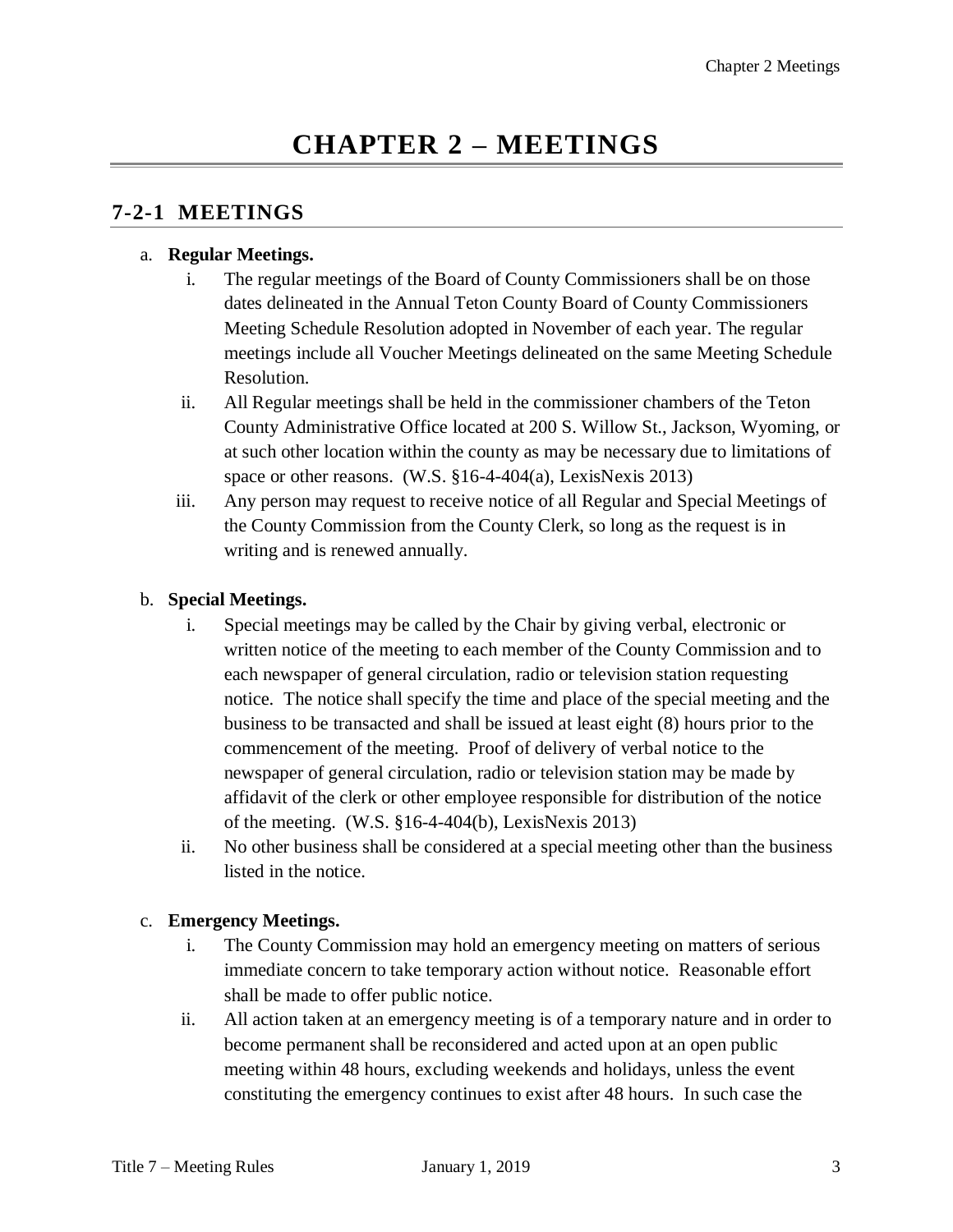# CHAPTER 2 – MEETINGS

## 7-2-1 MEETINGS

a. **Regular Meetings.**

   i. The regular meetings of the Board of County Commissioners shall be on those dates delineated in the Annual Teton County Board of County Commissioners Meeting Schedule Resolution adopted in November of each year. The regular meetings include all Voucher Meetings delineated on the same Meeting Schedule Resolution.

   ii. All Regular meetings shall be held in the commissioner chambers of the Teton County Administrative Office located at 200 S. Willow St., Jackson, Wyoming, or at such other location within the county as may be necessary due to limitations of space or other reasons. (W.S. §16-4-404(a), LexisNexis 2013)

   iii. Any person may request to receive notice of all Regular and Special Meetings of the County Commission from the County Clerk, so long as the request is in writing and is renewed annually.

b. **Special Meetings.**

   i. Special meetings may be called by the Chair by giving verbal, electronic or written notice of the meeting to each member of the County Commission and to each newspaper of general circulation, radio or television station requesting notice. The notice shall specify the time and place of the special meeting and the business to be transacted and shall be issued at least eight (8) hours prior to the commencement of the meeting. Proof of delivery of verbal notice to the newspaper of general circulation, radio or television station may be made by affidavit of the clerk or other employee responsible for distribution of the notice of the meeting. (W.S. §16-4-404(b), LexisNexis 2013)

   ii. No other business shall be considered at a special meeting other than the business listed in the notice.

c. **Emergency Meetings.**

   i. The County Commission may hold an emergency meeting on matters of serious immediate concern to take temporary action without notice. Reasonable effort shall be made to offer public notice.

   ii. All action taken at an emergency meeting is of a temporary nature and in order to become permanent shall be reconsidered and acted upon at an open public meeting within 48 hours, excluding weekends and holidays, unless the event constituting the emergency continues to exist after 48 hours. In such case the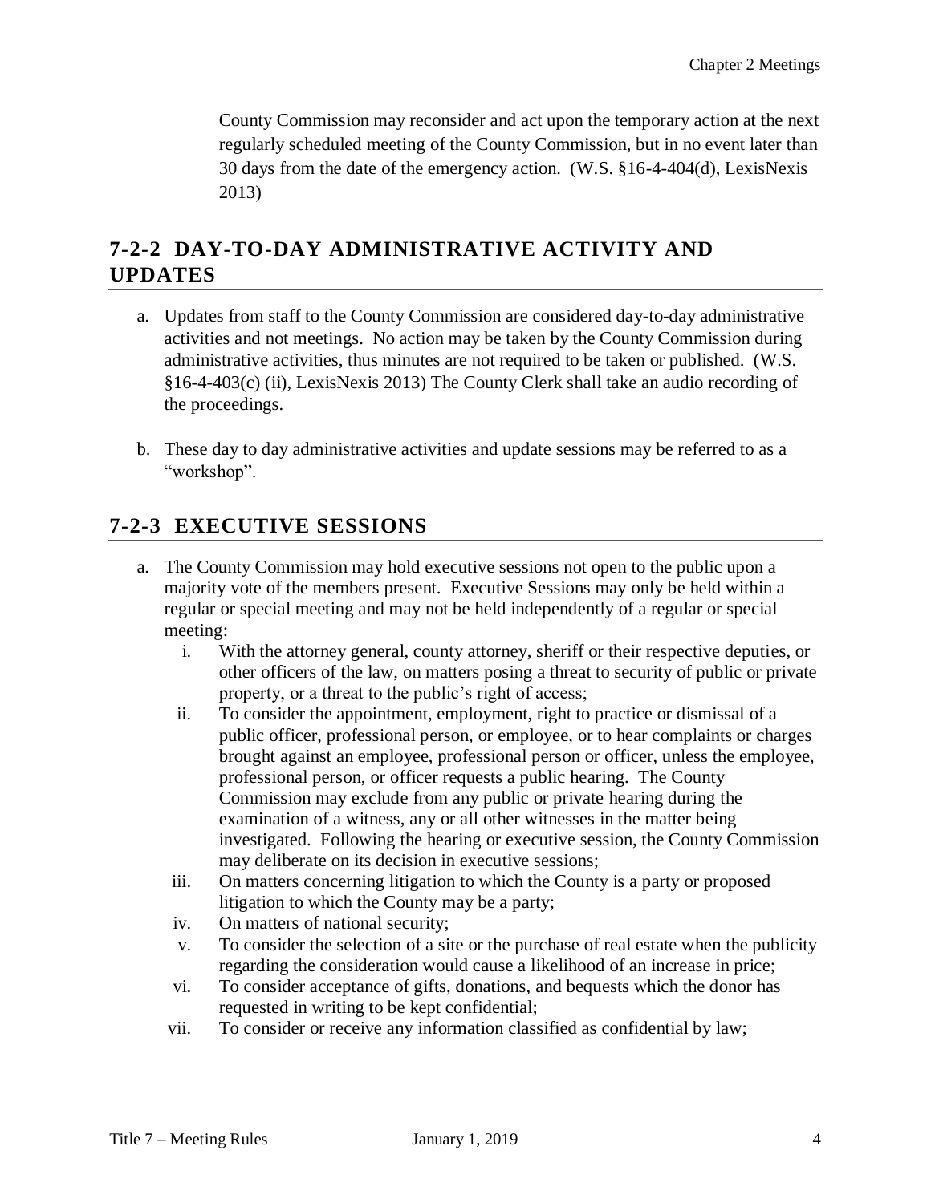County Commission may reconsider and act upon the temporary action at the next regularly scheduled meeting of the County Commission, but in no event later than 30 days from the date of the emergency action. (W.S. §16-4-404(d), LexisNexis 2013)

## 7-2-2 DAY-TO-DAY ADMINISTRATIVE ACTIVITY AND UPDATES

a. Updates from staff to the County Commission are considered day-to-day administrative activities and not meetings. No action may be taken by the County Commission during administrative activities, thus minutes are not required to be taken or published. (W.S. §16-4-403(c) (ii), LexisNexis 2013) The County Clerk shall take an audio recording of the proceedings.

b. These day to day administrative activities and update sessions may be referred to as a "workshop".

## 7-2-3 EXECUTIVE SESSIONS

a. The County Commission may hold executive sessions not open to the public upon a majority vote of the members present. Executive Sessions may only be held within a regular or special meeting and may not be held independently of a regular or special meeting:
   i. With the attorney general, county attorney, sheriff or their respective deputies, or other officers of the law, on matters posing a threat to security of public or private property, or a threat to the public's right of access;
   ii. To consider the appointment, employment, right to practice or dismissal of a public officer, professional person, or employee, or to hear complaints or charges brought against an employee, professional person or officer, unless the employee, professional person, or officer requests a public hearing. The County Commission may exclude from any public or private hearing during the examination of a witness, any or all other witnesses in the matter being investigated. Following the hearing or executive session, the County Commission may deliberate on its decision in executive sessions;
   iii. On matters concerning litigation to which the County is a party or proposed litigation to which the County may be a party;
   iv. On matters of national security;
   v. To consider the selection of a site or the purchase of real estate when the publicity regarding the consideration would cause a likelihood of an increase in price;
   vi. To consider acceptance of gifts, donations, and bequests which the donor has requested in writing to be kept confidential;
   vii. To consider or receive any information classified as confidential by law;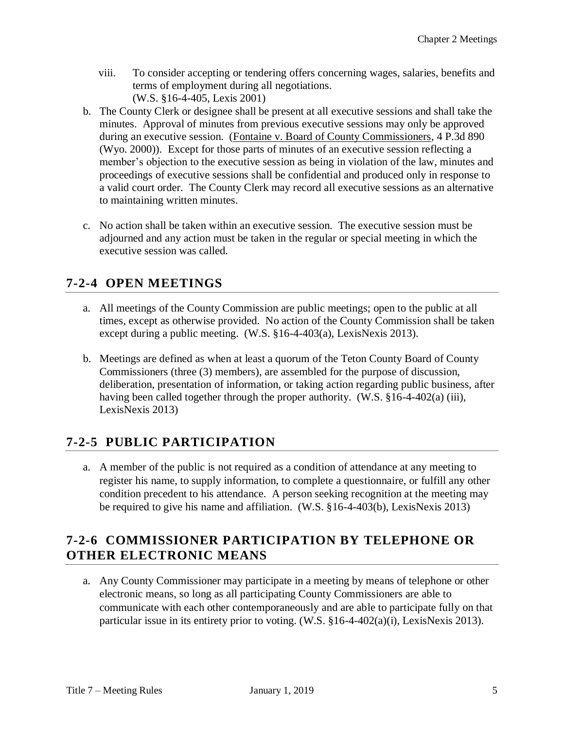viii. To consider accepting or tendering offers concerning wages, salaries, benefits and terms of employment during all negotiations.
(W.S. §16-4-405, Lexis 2001)

b. The County Clerk or designee shall be present at all executive sessions and shall take the minutes. Approval of minutes from previous executive sessions may only be approved during an executive session. (Fontaine v. Board of County Commissioners, 4 P.3d 890 (Wyo. 2000)). Except for those parts of minutes of an executive session reflecting a member's objection to the executive session as being in violation of the law, minutes and proceedings of executive sessions shall be confidential and produced only in response to a valid court order. The County Clerk may record all executive sessions as an alternative to maintaining written minutes.

c. No action shall be taken within an executive session. The executive session must be adjourned and any action must be taken in the regular or special meeting in which the executive session was called.

## 7-2-4 OPEN MEETINGS

a. All meetings of the County Commission are public meetings; open to the public at all times, except as otherwise provided. No action of the County Commission shall be taken except during a public meeting. (W.S. §16-4-403(a), LexisNexis 2013).

b. Meetings are defined as when at least a quorum of the Teton County Board of County Commissioners (three (3) members), are assembled for the purpose of discussion, deliberation, presentation of information, or taking action regarding public business, after having been called together through the proper authority. (W.S. §16-4-402(a) (iii), LexisNexis 2013)

## 7-2-5 PUBLIC PARTICIPATION

a. A member of the public is not required as a condition of attendance at any meeting to register his name, to supply information, to complete a questionnaire, or fulfill any other condition precedent to his attendance. A person seeking recognition at the meeting may be required to give his name and affiliation. (W.S. §16-4-403(b), LexisNexis 2013)

## 7-2-6 COMMISSIONER PARTICIPATION BY TELEPHONE OR OTHER ELECTRONIC MEANS

a. Any County Commissioner may participate in a meeting by means of telephone or other electronic means, so long as all participating County Commissioners are able to communicate with each other contemporaneously and are able to participate fully on that particular issue in its entirety prior to voting. (W.S. §16-4-402(a)(i), LexisNexis 2013).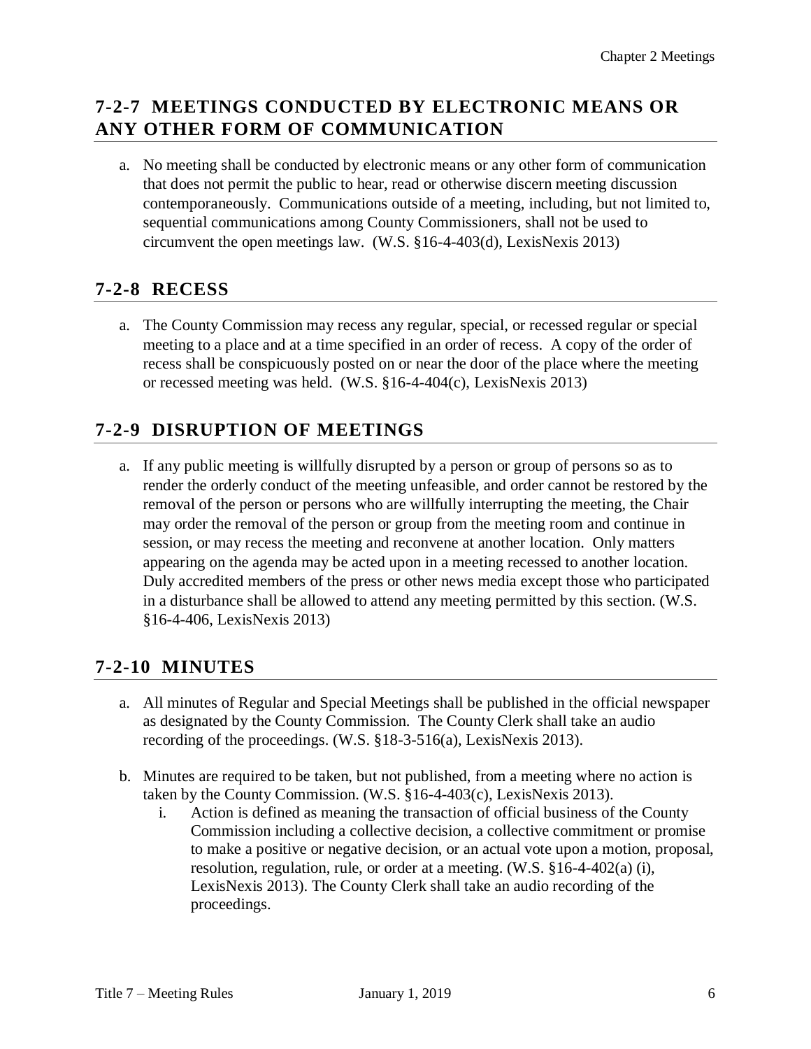## 7-2-7 MEETINGS CONDUCTED BY ELECTRONIC MEANS OR ANY OTHER FORM OF COMMUNICATION

a. No meeting shall be conducted by electronic means or any other form of communication that does not permit the public to hear, read or otherwise discern meeting discussion contemporaneously. Communications outside of a meeting, including, but not limited to, sequential communications among County Commissioners, shall not be used to circumvent the open meetings law. (W.S. §16-4-403(d), LexisNexis 2013)

## 7-2-8 RECESS

a. The County Commission may recess any regular, special, or recessed regular or special meeting to a place and at a time specified in an order of recess. A copy of the order of recess shall be conspicuously posted on or near the door of the place where the meeting or recessed meeting was held. (W.S. §16-4-404(c), LexisNexis 2013)

## 7-2-9 DISRUPTION OF MEETINGS

a. If any public meeting is willfully disrupted by a person or group of persons so as to render the orderly conduct of the meeting unfeasible, and order cannot be restored by the removal of the person or persons who are willfully interrupting the meeting, the Chair may order the removal of the person or group from the meeting room and continue in session, or may recess the meeting and reconvene at another location. Only matters appearing on the agenda may be acted upon in a meeting recessed to another location. Duly accredited members of the press or other news media except those who participated in a disturbance shall be allowed to attend any meeting permitted by this section. (W.S. §16-4-406, LexisNexis 2013)

## 7-2-10 MINUTES

a. All minutes of Regular and Special Meetings shall be published in the official newspaper as designated by the County Commission. The County Clerk shall take an audio recording of the proceedings. (W.S. §18-3-516(a), LexisNexis 2013).

b. Minutes are required to be taken, but not published, from a meeting where no action is taken by the County Commission. (W.S. §16-4-403(c), LexisNexis 2013).
   i. Action is defined as meaning the transaction of official business of the County Commission including a collective decision, a collective commitment or promise to make a positive or negative decision, or an actual vote upon a motion, proposal, resolution, regulation, rule, or order at a meeting. (W.S. §16-4-402(a) (i), LexisNexis 2013). The County Clerk shall take an audio recording of the proceedings.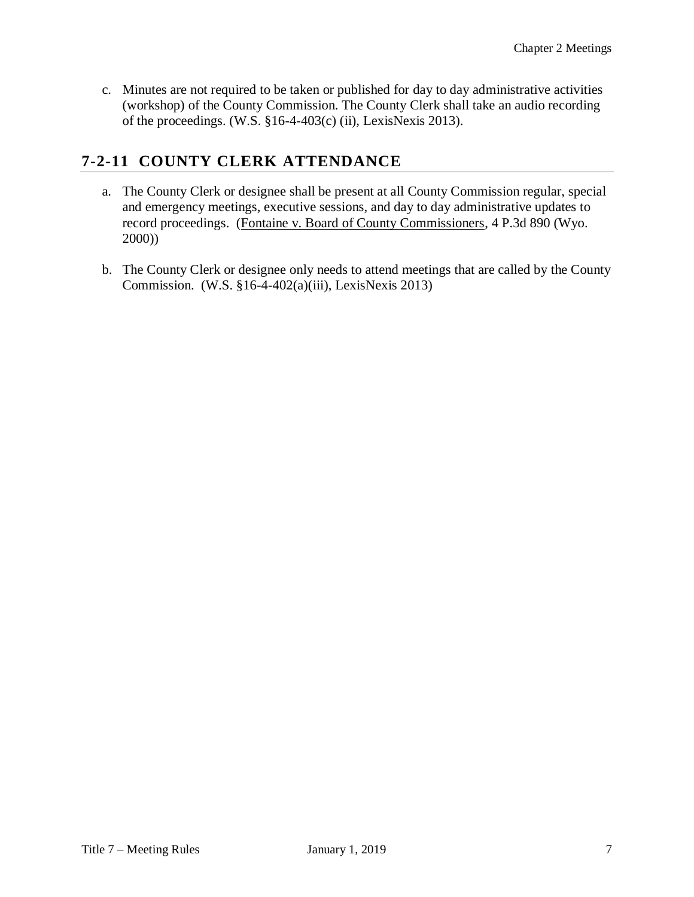c. Minutes are not required to be taken or published for day to day administrative activities (workshop) of the County Commission. The County Clerk shall take an audio recording of the proceedings. (W.S. §16-4-403(c) (ii), LexisNexis 2013).

## 7-2-11 COUNTY CLERK ATTENDANCE

a. The County Clerk or designee shall be present at all County Commission regular, special and emergency meetings, executive sessions, and day to day administrative updates to record proceedings. (Fontaine v. Board of County Commissioners, 4 P.3d 890 (Wyo. 2000))

b. The County Clerk or designee only needs to attend meetings that are called by the County Commission. (W.S. §16-4-402(a)(iii), LexisNexis 2013)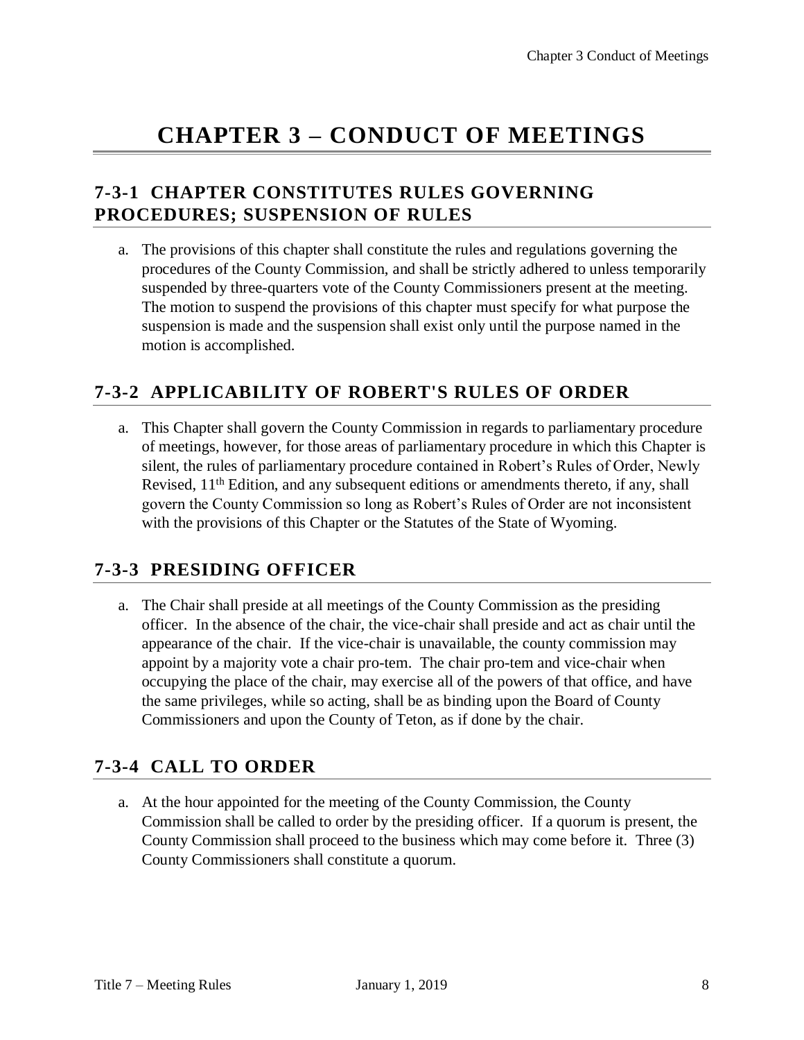# CHAPTER 3 – CONDUCT OF MEETINGS

## 7-3-1 CHAPTER CONSTITUTES RULES GOVERNING PROCEDURES; SUSPENSION OF RULES

a. The provisions of this chapter shall constitute the rules and regulations governing the procedures of the County Commission, and shall be strictly adhered to unless temporarily suspended by three-quarters vote of the County Commissioners present at the meeting. The motion to suspend the provisions of this chapter must specify for what purpose the suspension is made and the suspension shall exist only until the purpose named in the motion is accomplished.

## 7-3-2 APPLICABILITY OF ROBERT'S RULES OF ORDER

a. This Chapter shall govern the County Commission in regards to parliamentary procedure of meetings, however, for those areas of parliamentary procedure in which this Chapter is silent, the rules of parliamentary procedure contained in Robert's Rules of Order, Newly Revised, 11th Edition, and any subsequent editions or amendments thereto, if any, shall govern the County Commission so long as Robert's Rules of Order are not inconsistent with the provisions of this Chapter or the Statutes of the State of Wyoming.

## 7-3-3 PRESIDING OFFICER

a. The Chair shall preside at all meetings of the County Commission as the presiding officer. In the absence of the chair, the vice-chair shall preside and act as chair until the appearance of the chair. If the vice-chair is unavailable, the county commission may appoint by a majority vote a chair pro-tem. The chair pro-tem and vice-chair when occupying the place of the chair, may exercise all of the powers of that office, and have the same privileges, while so acting, shall be as binding upon the Board of County Commissioners and upon the County of Teton, as if done by the chair.

## 7-3-4 CALL TO ORDER

a. At the hour appointed for the meeting of the County Commission, the County Commission shall be called to order by the presiding officer. If a quorum is present, the County Commission shall proceed to the business which may come before it. Three (3) County Commissioners shall constitute a quorum.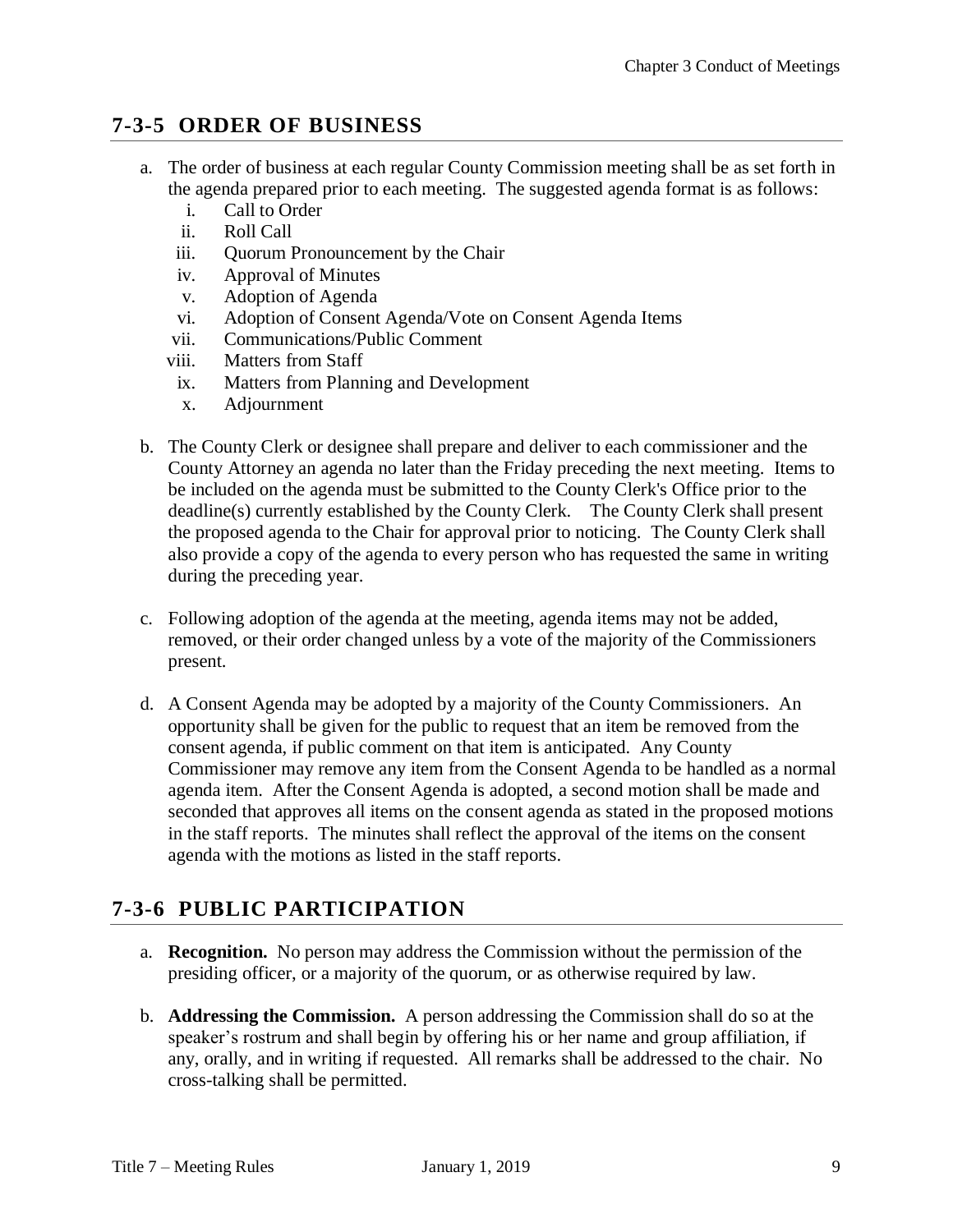## 7-3-5 ORDER OF BUSINESS

a. The order of business at each regular County Commission meeting shall be as set forth in the agenda prepared prior to each meeting. The suggested agenda format is as follows:
   i. Call to Order
   ii. Roll Call
   iii. Quorum Pronouncement by the Chair
   iv. Approval of Minutes
   v. Adoption of Agenda
   vi. Adoption of Consent Agenda/Vote on Consent Agenda Items
   vii. Communications/Public Comment
   viii. Matters from Staff
   ix. Matters from Planning and Development
   x. Adjournment

b. The County Clerk or designee shall prepare and deliver to each commissioner and the County Attorney an agenda no later than the Friday preceding the next meeting. Items to be included on the agenda must be submitted to the County Clerk's Office prior to the deadline(s) currently established by the County Clerk. The County Clerk shall present the proposed agenda to the Chair for approval prior to noticing. The County Clerk shall also provide a copy of the agenda to every person who has requested the same in writing during the preceding year.

c. Following adoption of the agenda at the meeting, agenda items may not be added, removed, or their order changed unless by a vote of the majority of the Commissioners present.

d. A Consent Agenda may be adopted by a majority of the County Commissioners. An opportunity shall be given for the public to request that an item be removed from the consent agenda, if public comment on that item is anticipated. Any County Commissioner may remove any item from the Consent Agenda to be handled as a normal agenda item. After the Consent Agenda is adopted, a second motion shall be made and seconded that approves all items on the consent agenda as stated in the proposed motions in the staff reports. The minutes shall reflect the approval of the items on the consent agenda with the motions as listed in the staff reports.

## 7-3-6 PUBLIC PARTICIPATION

a. **Recognition.** No person may address the Commission without the permission of the presiding officer, or a majority of the quorum, or as otherwise required by law.

b. **Addressing the Commission.** A person addressing the Commission shall do so at the speaker's rostrum and shall begin by offering his or her name and group affiliation, if any, orally, and in writing if requested. All remarks shall be addressed to the chair. No cross-talking shall be permitted.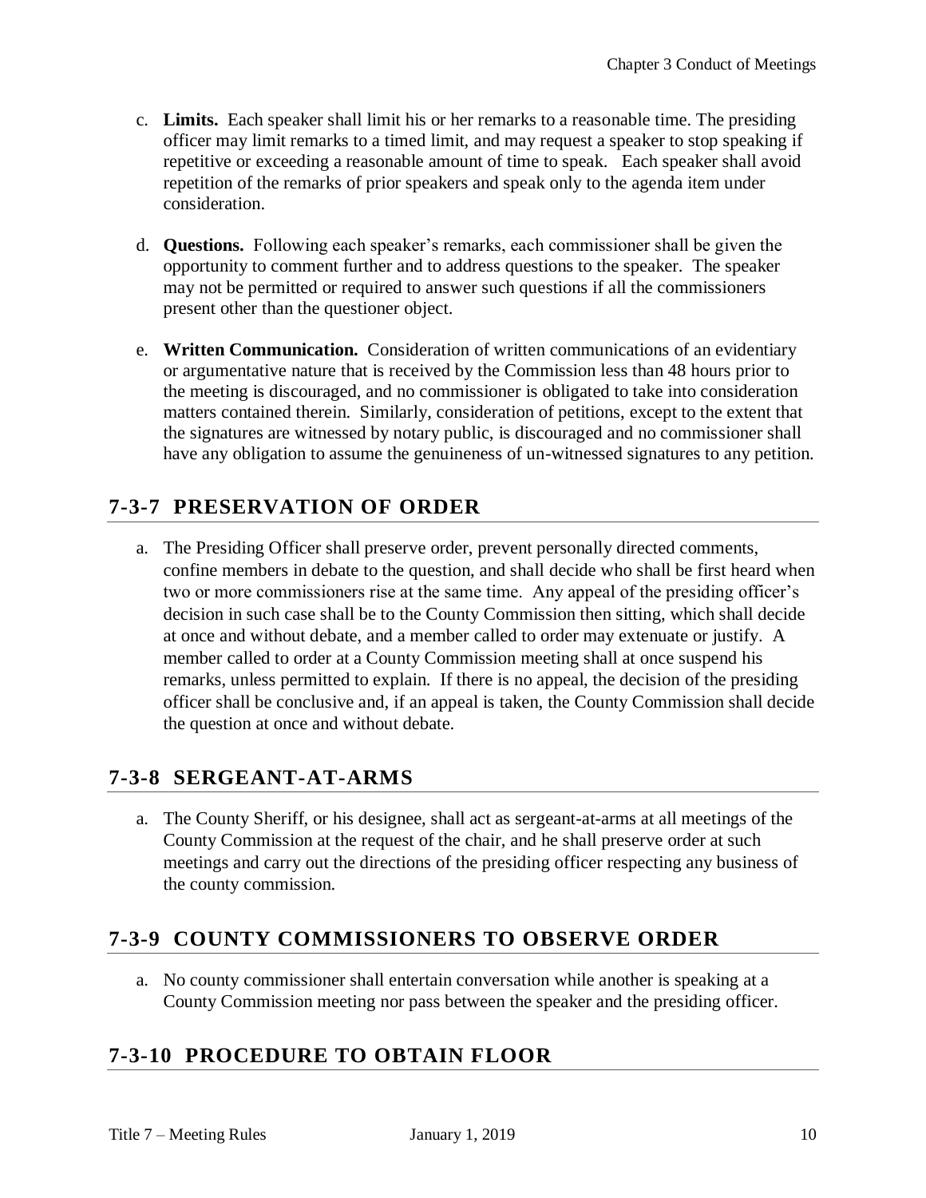c. **Limits.** Each speaker shall limit his or her remarks to a reasonable time. The presiding officer may limit remarks to a timed limit, and may request a speaker to stop speaking if repetitive or exceeding a reasonable amount of time to speak. Each speaker shall avoid repetition of the remarks of prior speakers and speak only to the agenda item under consideration.

d. **Questions.** Following each speaker's remarks, each commissioner shall be given the opportunity to comment further and to address questions to the speaker. The speaker may not be permitted or required to answer such questions if all the commissioners present other than the questioner object.

e. **Written Communication.** Consideration of written communications of an evidentiary or argumentative nature that is received by the Commission less than 48 hours prior to the meeting is discouraged, and no commissioner is obligated to take into consideration matters contained therein. Similarly, consideration of petitions, except to the extent that the signatures are witnessed by notary public, is discouraged and no commissioner shall have any obligation to assume the genuineness of un-witnessed signatures to any petition.

## 7-3-7 PRESERVATION OF ORDER

a. The Presiding Officer shall preserve order, prevent personally directed comments, confine members in debate to the question, and shall decide who shall be first heard when two or more commissioners rise at the same time. Any appeal of the presiding officer's decision in such case shall be to the County Commission then sitting, which shall decide at once and without debate, and a member called to order may extenuate or justify. A member called to order at a County Commission meeting shall at once suspend his remarks, unless permitted to explain. If there is no appeal, the decision of the presiding officer shall be conclusive and, if an appeal is taken, the County Commission shall decide the question at once and without debate.

## 7-3-8 SERGEANT-AT-ARMS

a. The County Sheriff, or his designee, shall act as sergeant-at-arms at all meetings of the County Commission at the request of the chair, and he shall preserve order at such meetings and carry out the directions of the presiding officer respecting any business of the county commission.

## 7-3-9 COUNTY COMMISSIONERS TO OBSERVE ORDER

a. No county commissioner shall entertain conversation while another is speaking at a County Commission meeting nor pass between the speaker and the presiding officer.

## 7-3-10 PROCEDURE TO OBTAIN FLOOR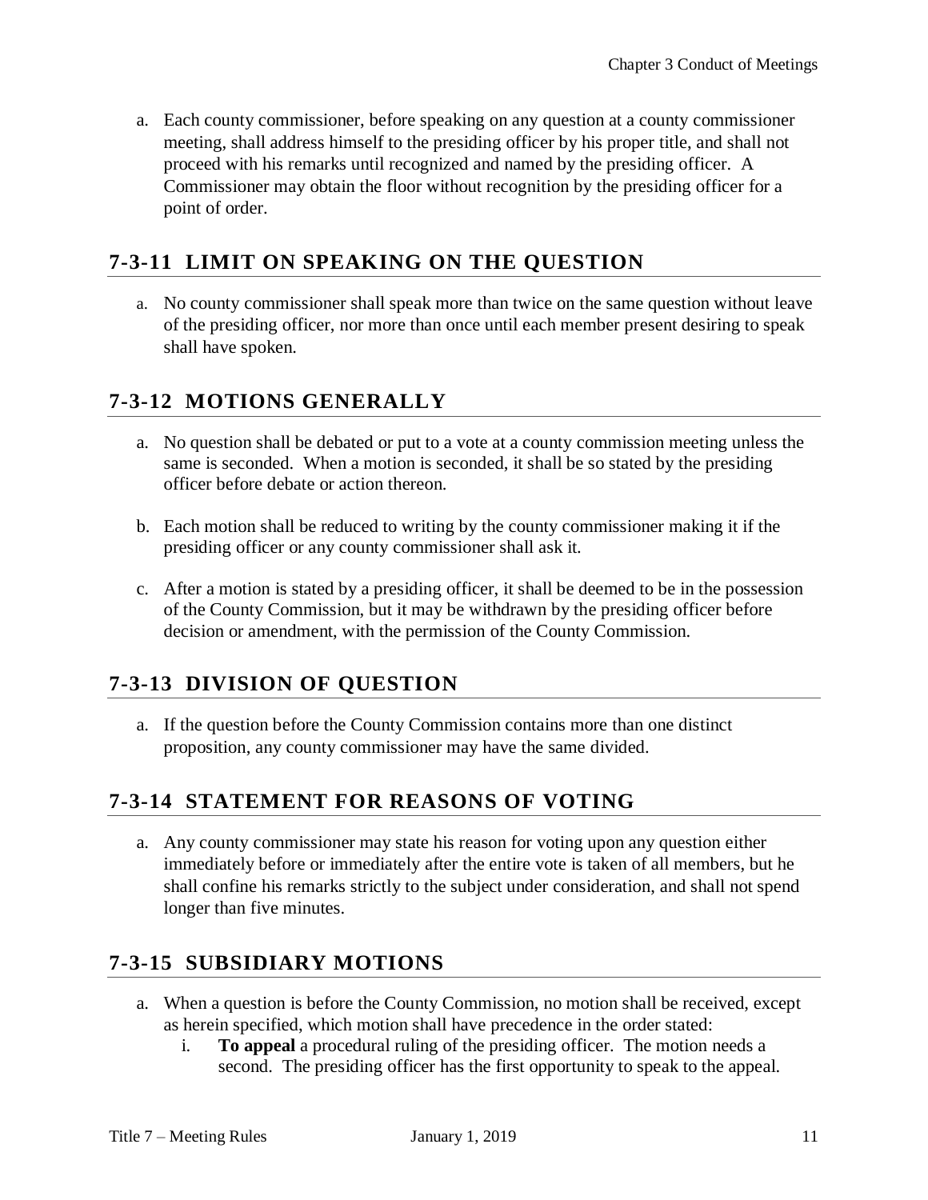a. Each county commissioner, before speaking on any question at a county commissioner meeting, shall address himself to the presiding officer by his proper title, and shall not proceed with his remarks until recognized and named by the presiding officer. A Commissioner may obtain the floor without recognition by the presiding officer for a point of order.

## 7-3-11 LIMIT ON SPEAKING ON THE QUESTION

a. No county commissioner shall speak more than twice on the same question without leave of the presiding officer, nor more than once until each member present desiring to speak shall have spoken.

## 7-3-12 MOTIONS GENERALLY

a. No question shall be debated or put to a vote at a county commission meeting unless the same is seconded. When a motion is seconded, it shall be so stated by the presiding officer before debate or action thereon.

b. Each motion shall be reduced to writing by the county commissioner making it if the presiding officer or any county commissioner shall ask it.

c. After a motion is stated by a presiding officer, it shall be deemed to be in the possession of the County Commission, but it may be withdrawn by the presiding officer before decision or amendment, with the permission of the County Commission.

## 7-3-13 DIVISION OF QUESTION

a. If the question before the County Commission contains more than one distinct proposition, any county commissioner may have the same divided.

## 7-3-14 STATEMENT FOR REASONS OF VOTING

a. Any county commissioner may state his reason for voting upon any question either immediately before or immediately after the entire vote is taken of all members, but he shall confine his remarks strictly to the subject under consideration, and shall not spend longer than five minutes.

## 7-3-15 SUBSIDIARY MOTIONS

a. When a question is before the County Commission, no motion shall be received, except as herein specified, which motion shall have precedence in the order stated:
   i. **To appeal** a procedural ruling of the presiding officer. The motion needs a second. The presiding officer has the first opportunity to speak to the appeal.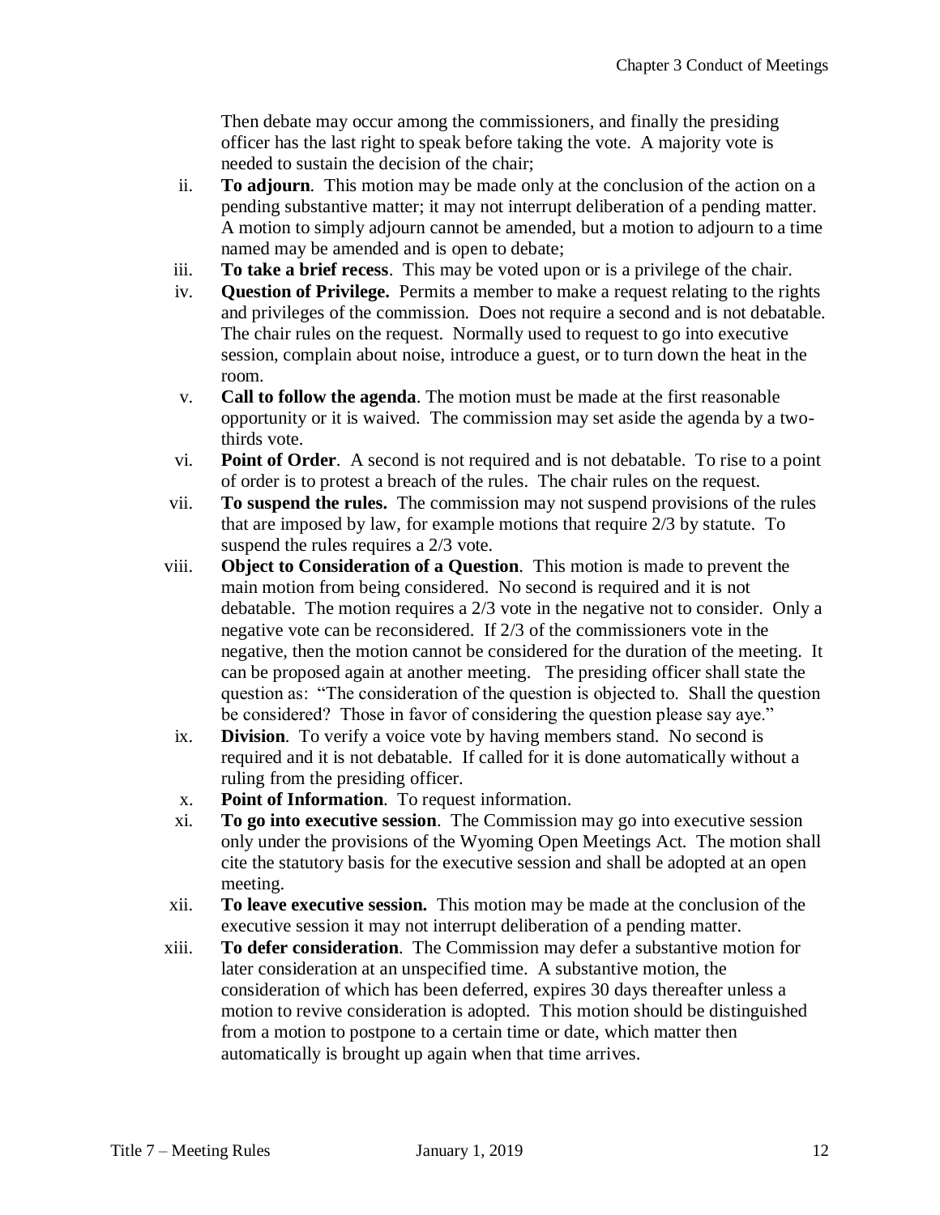Then debate may occur among the commissioners, and finally the presiding officer has the last right to speak before taking the vote. A majority vote is needed to sustain the decision of the chair;

ii. **To adjourn**. This motion may be made only at the conclusion of the action on a pending substantive matter; it may not interrupt deliberation of a pending matter. A motion to simply adjourn cannot be amended, but a motion to adjourn to a time named may be amended and is open to debate;

iii. **To take a brief recess**. This may be voted upon or is a privilege of the chair.

iv. **Question of Privilege.** Permits a member to make a request relating to the rights and privileges of the commission. Does not require a second and is not debatable. The chair rules on the request. Normally used to request to go into executive session, complain about noise, introduce a guest, or to turn down the heat in the room.

v. **Call to follow the agenda**. The motion must be made at the first reasonable opportunity or it is waived. The commission may set aside the agenda by a two-thirds vote.

vi. **Point of Order**. A second is not required and is not debatable. To rise to a point of order is to protest a breach of the rules. The chair rules on the request.

vii. **To suspend the rules.** The commission may not suspend provisions of the rules that are imposed by law, for example motions that require 2/3 by statute. To suspend the rules requires a 2/3 vote.

viii. **Object to Consideration of a Question**. This motion is made to prevent the main motion from being considered. No second is required and it is not debatable. The motion requires a 2/3 vote in the negative not to consider. Only a negative vote can be reconsidered. If 2/3 of the commissioners vote in the negative, then the motion cannot be considered for the duration of the meeting. It can be proposed again at another meeting. The presiding officer shall state the question as: "The consideration of the question is objected to. Shall the question be considered? Those in favor of considering the question please say aye."

ix. **Division**. To verify a voice vote by having members stand. No second is required and it is not debatable. If called for it is done automatically without a ruling from the presiding officer.

x. **Point of Information**. To request information.

xi. **To go into executive session**. The Commission may go into executive session only under the provisions of the Wyoming Open Meetings Act. The motion shall cite the statutory basis for the executive session and shall be adopted at an open meeting.

xii. **To leave executive session.** This motion may be made at the conclusion of the executive session it may not interrupt deliberation of a pending matter.

xiii. **To defer consideration**. The Commission may defer a substantive motion for later consideration at an unspecified time. A substantive motion, the consideration of which has been deferred, expires 30 days thereafter unless a motion to revive consideration is adopted. This motion should be distinguished from a motion to postpone to a certain time or date, which matter then automatically is brought up again when that time arrives.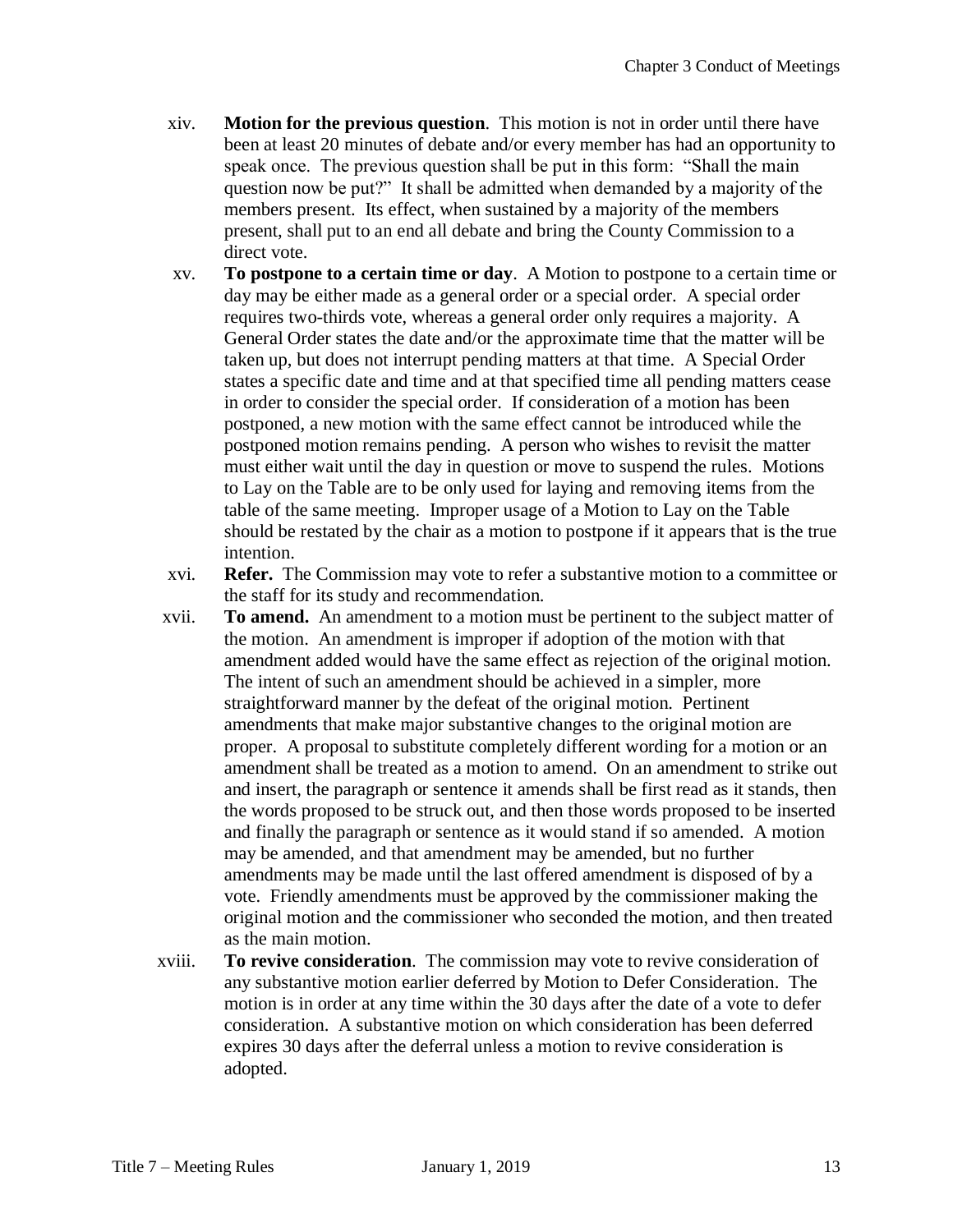xiv. **Motion for the previous question**. This motion is not in order until there have been at least 20 minutes of debate and/or every member has had an opportunity to speak once. The previous question shall be put in this form: "Shall the main question now be put?" It shall be admitted when demanded by a majority of the members present. Its effect, when sustained by a majority of the members present, shall put to an end all debate and bring the County Commission to a direct vote.

xv. **To postpone to a certain time or day**. A Motion to postpone to a certain time or day may be either made as a general order or a special order. A special order requires two-thirds vote, whereas a general order only requires a majority. A General Order states the date and/or the approximate time that the matter will be taken up, but does not interrupt pending matters at that time. A Special Order states a specific date and time and at that specified time all pending matters cease in order to consider the special order. If consideration of a motion has been postponed, a new motion with the same effect cannot be introduced while the postponed motion remains pending. A person who wishes to revisit the matter must either wait until the day in question or move to suspend the rules. Motions to Lay on the Table are to be only used for laying and removing items from the table of the same meeting. Improper usage of a Motion to Lay on the Table should be restated by the chair as a motion to postpone if it appears that is the true intention.

xvi. **Refer.** The Commission may vote to refer a substantive motion to a committee or the staff for its study and recommendation.

xvii. **To amend.** An amendment to a motion must be pertinent to the subject matter of the motion. An amendment is improper if adoption of the motion with that amendment added would have the same effect as rejection of the original motion. The intent of such an amendment should be achieved in a simpler, more straightforward manner by the defeat of the original motion. Pertinent amendments that make major substantive changes to the original motion are proper. A proposal to substitute completely different wording for a motion or an amendment shall be treated as a motion to amend. On an amendment to strike out and insert, the paragraph or sentence it amends shall be first read as it stands, then the words proposed to be struck out, and then those words proposed to be inserted and finally the paragraph or sentence as it would stand if so amended. A motion may be amended, and that amendment may be amended, but no further amendments may be made until the last offered amendment is disposed of by a vote. Friendly amendments must be approved by the commissioner making the original motion and the commissioner who seconded the motion, and then treated as the main motion.

xviii. **To revive consideration**. The commission may vote to revive consideration of any substantive motion earlier deferred by Motion to Defer Consideration. The motion is in order at any time within the 30 days after the date of a vote to defer consideration. A substantive motion on which consideration has been deferred expires 30 days after the deferral unless a motion to revive consideration is adopted.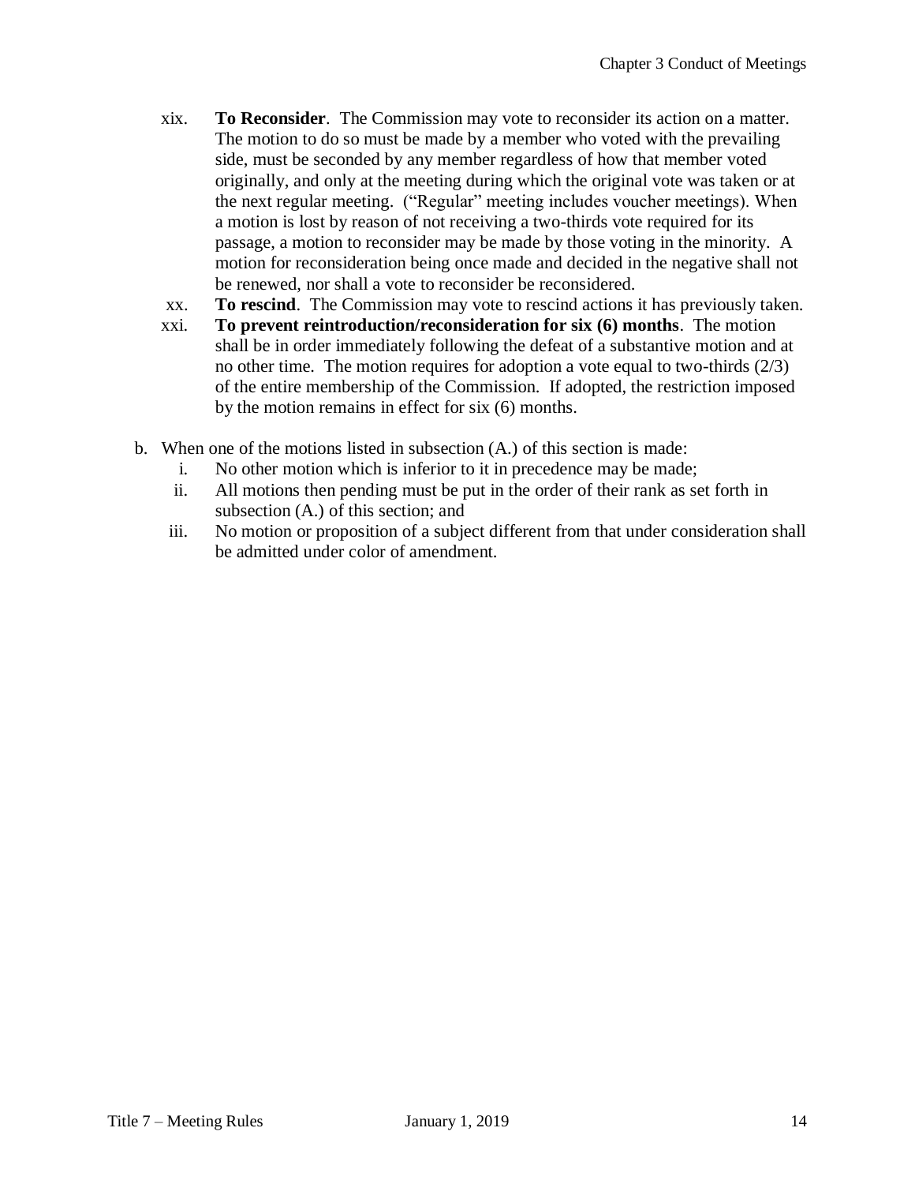xix. **To Reconsider**. The Commission may vote to reconsider its action on a matter. The motion to do so must be made by a member who voted with the prevailing side, must be seconded by any member regardless of how that member voted originally, and only at the meeting during which the original vote was taken or at the next regular meeting. ("Regular" meeting includes voucher meetings). When a motion is lost by reason of not receiving a two-thirds vote required for its passage, a motion to reconsider may be made by those voting in the minority. A motion for reconsideration being once made and decided in the negative shall not be renewed, nor shall a vote to reconsider be reconsidered.

xx. **To rescind**. The Commission may vote to rescind actions it has previously taken.

xxi. **To prevent reintroduction/reconsideration for six (6) months**. The motion shall be in order immediately following the defeat of a substantive motion and at no other time. The motion requires for adoption a vote equal to two-thirds (2/3) of the entire membership of the Commission. If adopted, the restriction imposed by the motion remains in effect for six (6) months.

b. When one of the motions listed in subsection (A.) of this section is made:

   i. No other motion which is inferior to it in precedence may be made;

   ii. All motions then pending must be put in the order of their rank as set forth in subsection (A.) of this section; and

   iii. No motion or proposition of a subject different from that under consideration shall be admitted under color of amendment.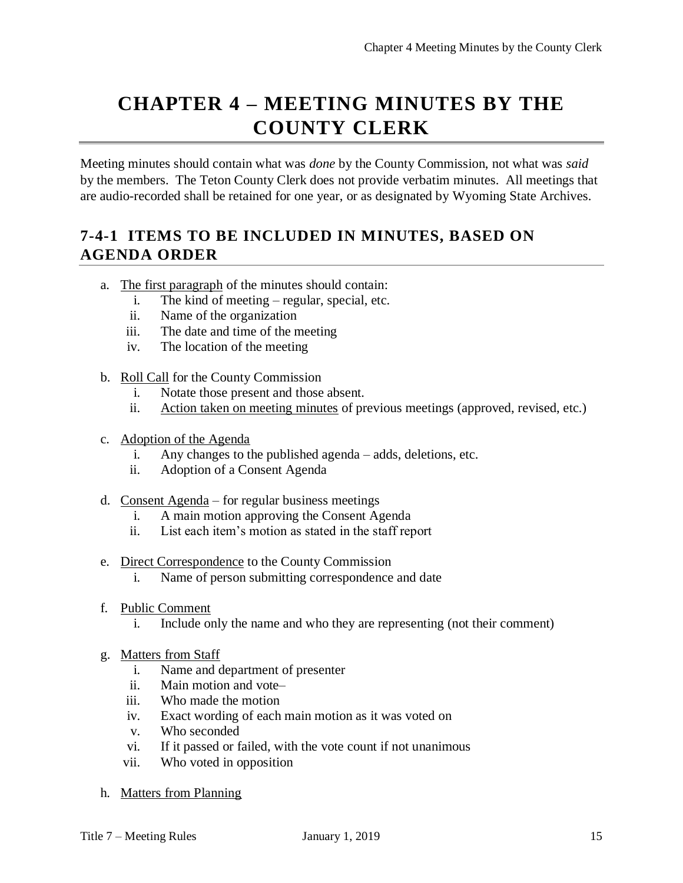# CHAPTER 4 – MEETING MINUTES BY THE COUNTY CLERK

Meeting minutes should contain what was *done* by the County Commission, not what was *said* by the members. The Teton County Clerk does not provide verbatim minutes. All meetings that are audio-recorded shall be retained for one year, or as designated by Wyoming State Archives.

## 7-4-1 ITEMS TO BE INCLUDED IN MINUTES, BASED ON AGENDA ORDER

a. <u>The first paragraph</u> of the minutes should contain:
   i. The kind of meeting – regular, special, etc.
   ii. Name of the organization
   iii. The date and time of the meeting
   iv. The location of the meeting

b. <u>Roll Call</u> for the County Commission
   i. Notate those present and those absent.
   ii. <u>Action taken on meeting minutes</u> of previous meetings (approved, revised, etc.)

c. <u>Adoption of the Agenda</u>
   i. Any changes to the published agenda – adds, deletions, etc.
   ii. Adoption of a Consent Agenda

d. <u>Consent Agenda</u> – for regular business meetings
   i. A main motion approving the Consent Agenda
   ii. List each item's motion as stated in the staff report

e. <u>Direct Correspondence</u> to the County Commission
   i. Name of person submitting correspondence and date

f. <u>Public Comment</u>
   i. Include only the name and who they are representing (not their comment)

g. <u>Matters from Staff</u>
   i. Name and department of presenter
   ii. Main motion and vote–
   iii. Who made the motion
   iv. Exact wording of each main motion as it was voted on
   v. Who seconded
   vi. If it passed or failed, with the vote count if not unanimous
   vii. Who voted in opposition

h. <u>Matters from Planning</u>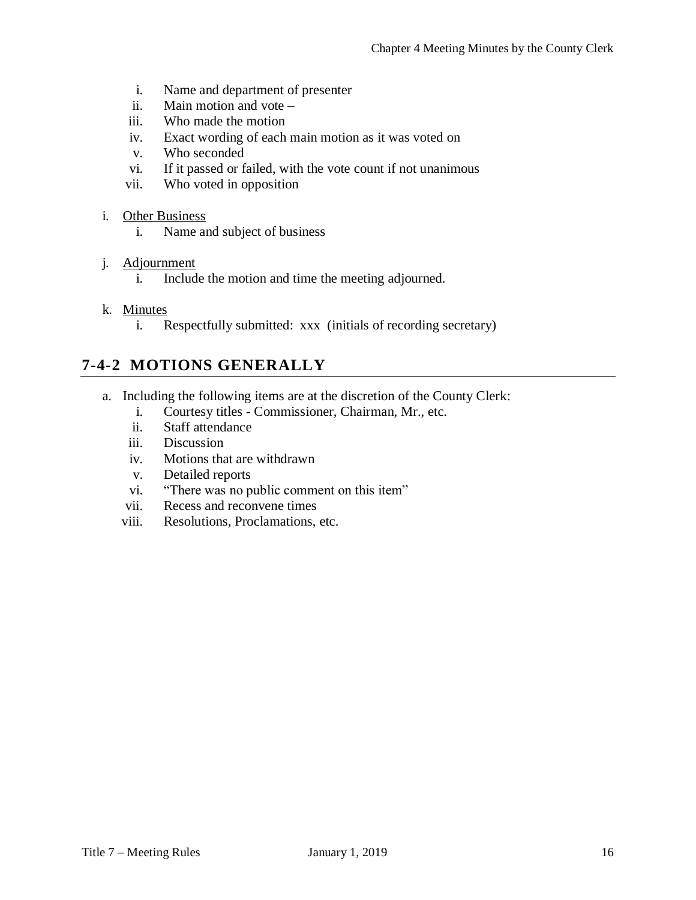i. Name and department of presenter
   ii. Main motion and vote –
   iii. Who made the motion
   iv. Exact wording of each main motion as it was voted on
   v. Who seconded
   vi. If it passed or failed, with the vote count if not unanimous
   vii. Who voted in opposition

i. <u>Other Business</u>
   i. Name and subject of business

j. <u>Adjournment</u>
   i. Include the motion and time the meeting adjourned.

k. <u>Minutes</u>
   i. Respectfully submitted: xxx (initials of recording secretary)

## 7-4-2 MOTIONS GENERALLY

a. Including the following items are at the discretion of the County Clerk:
   i. Courtesy titles - Commissioner, Chairman, Mr., etc.
   ii. Staff attendance
   iii. Discussion
   iv. Motions that are withdrawn
   v. Detailed reports
   vi. "There was no public comment on this item"
   vii. Recess and reconvene times
   viii. Resolutions, Proclamations, etc.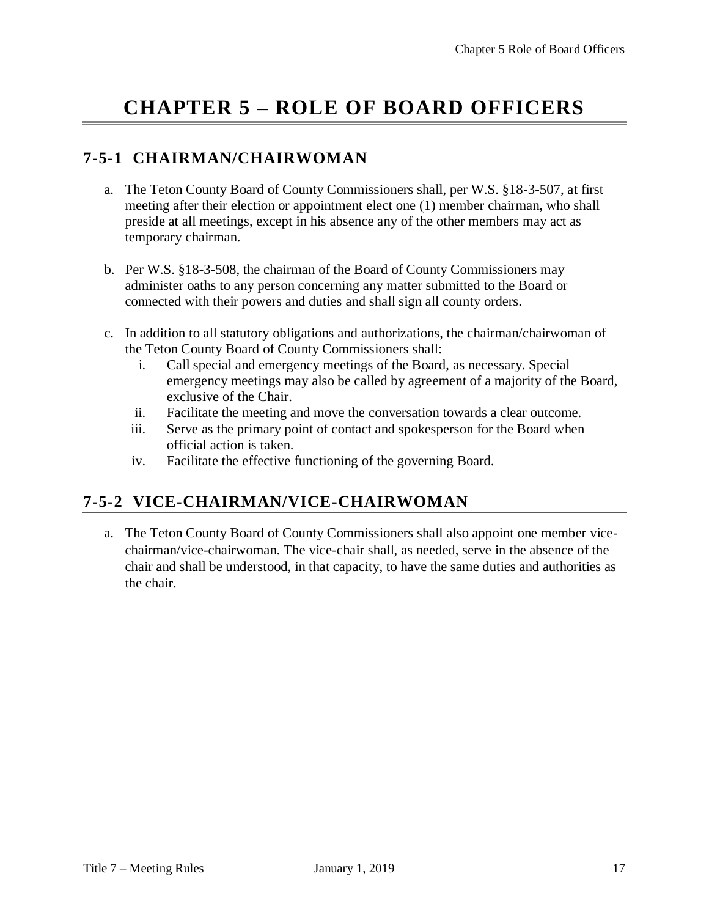# CHAPTER 5 – ROLE OF BOARD OFFICERS

## 7-5-1 CHAIRMAN/CHAIRWOMAN

a. The Teton County Board of County Commissioners shall, per W.S. §18-3-507, at first meeting after their election or appointment elect one (1) member chairman, who shall preside at all meetings, except in his absence any of the other members may act as temporary chairman.

b. Per W.S. §18-3-508, the chairman of the Board of County Commissioners may administer oaths to any person concerning any matter submitted to the Board or connected with their powers and duties and shall sign all county orders.

c. In addition to all statutory obligations and authorizations, the chairman/chairwoman of the Teton County Board of County Commissioners shall:
   i. Call special and emergency meetings of the Board, as necessary. Special emergency meetings may also be called by agreement of a majority of the Board, exclusive of the Chair.
   ii. Facilitate the meeting and move the conversation towards a clear outcome.
   iii. Serve as the primary point of contact and spokesperson for the Board when official action is taken.
   iv. Facilitate the effective functioning of the governing Board.

## 7-5-2 VICE-CHAIRMAN/VICE-CHAIRWOMAN

a. The Teton County Board of County Commissioners shall also appoint one member vice-chairman/vice-chairwoman. The vice-chair shall, as needed, serve in the absence of the chair and shall be understood, in that capacity, to have the same duties and authorities as the chair.